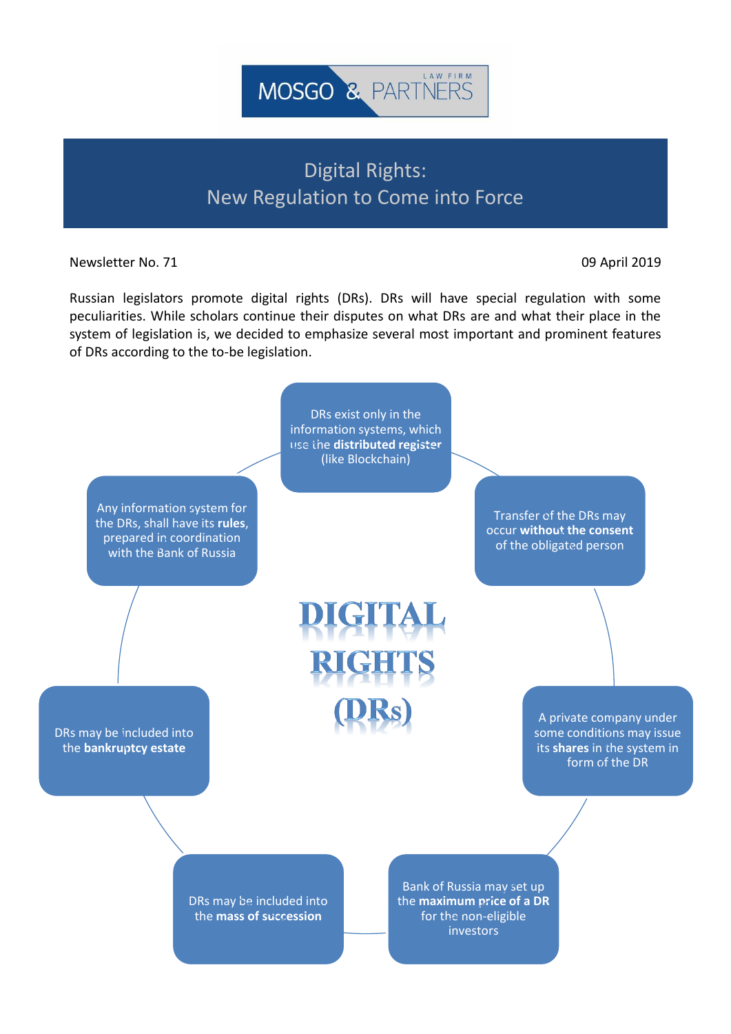MOSGO & PARTNERS LAW FIRM

# Digital Rights: New Regulation to Come into Force

Newsletter No. 71

09 April 2019

Russian legislators promote digital rights (DRs). DRs will have special regulation with some peculiarities. While scholars continue their disputes on what DRs are and what their place in the system of legislation is, we decided to emphasize several most important and prominent features of DRs according to the to-be legislation.

## DIGITAL RIGHTS (DRs)

- DRs exist only in the information systems, which use the **distributed register** (like Blockchain)
- Transfer of the DRs may occur **without the consent** of the obligated person
- A private company under some conditions may issue its **shares** in the system in form of the DR
- Bank of Russia may set up the **maximum price of a DR** for the non-eligible investors
- DRs may be included into the **mass of succession**
- DRs may be included into the **bankruptcy estate**
- Any information system for the DRs, shall have its **rules**, prepared in coordination with the Bank of Russia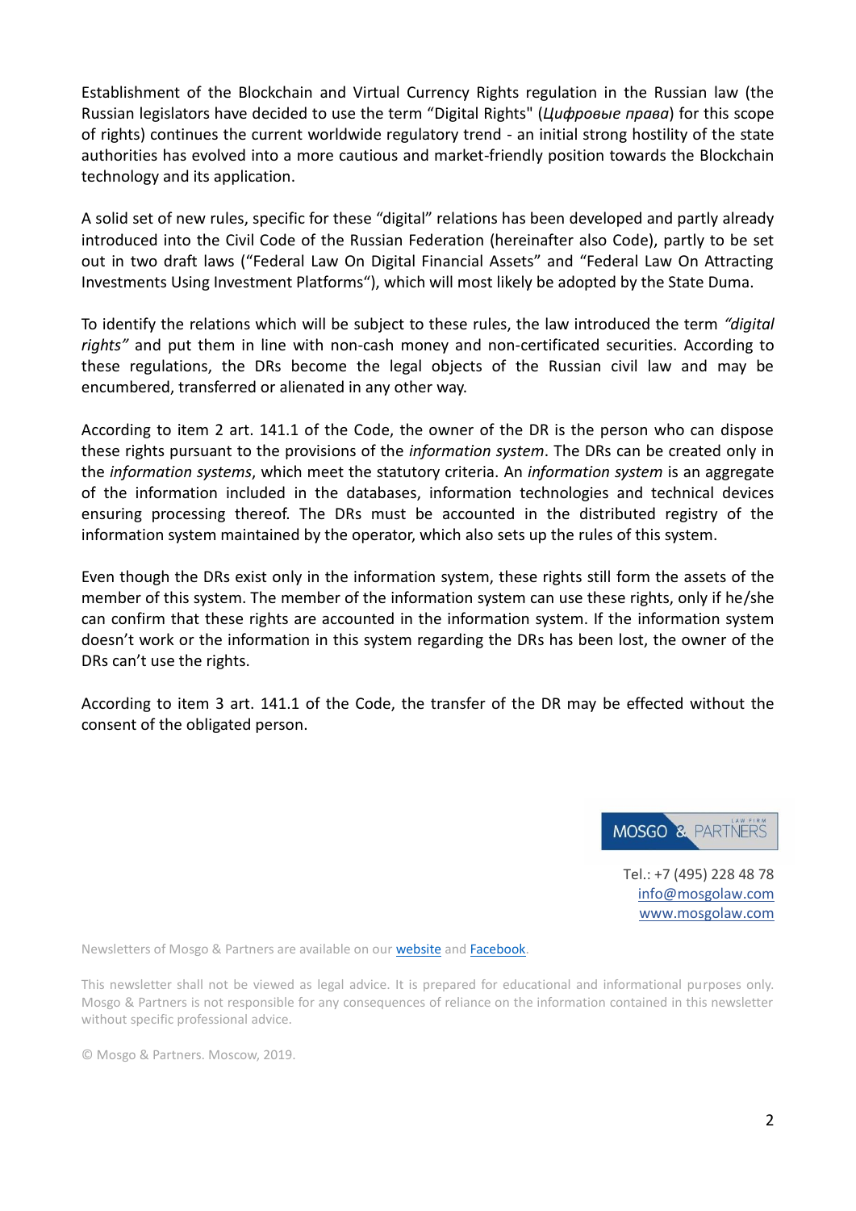Establishment of the Blockchain and Virtual Currency Rights regulation in the Russian law (the Russian legislators have decided to use the term "Digital Rights" (*Цифровые права*) for this scope of rights) continues the current worldwide regulatory trend - an initial strong hostility of the state authorities has evolved into a more cautious and market-friendly position towards the Blockchain technology and its application.

A solid set of new rules, specific for these "digital" relations has been developed and partly already introduced into the Civil Code of the Russian Federation (hereinafter also Code), partly to be set out in two draft laws ("Federal Law On Digital Financial Assets" and "Federal Law On Attracting Investments Using Investment Platforms"), which will most likely be adopted by the State Duma.

To identify the relations which will be subject to these rules, the law introduced the term *"digital rights"* and put them in line with non-cash money and non-certificated securities. According to these regulations, the DRs become the legal objects of the Russian civil law and may be encumbered, transferred or alienated in any other way.

According to item 2 art. 141.1 of the Code, the owner of the DR is the person who can dispose these rights pursuant to the provisions of the *information system*. The DRs can be created only in the *information systems*, which meet the statutory criteria. An *information system* is an aggregate of the information included in the databases, information technologies and technical devices ensuring processing thereof. The DRs must be accounted in the distributed registry of the information system maintained by the operator, which also sets up the rules of this system.

Even though the DRs exist only in the information system, these rights still form the assets of the member of this system. The member of the information system can use these rights, only if he/she can confirm that these rights are accounted in the information system. If the information system doesn't work or the information in this system regarding the DRs has been lost, the owner of the DRs can't use the rights.

According to item 3 art. 141.1 of the Code, the transfer of the DR may be effected without the consent of the obligated person.

MOSGO & PARTNERS LAW FIRM

Tel.: +7 (495) 228 48 78
info@mosgolaw.com
www.mosgolaw.com

Newsletters of Mosgo & Partners are available on our website and Facebook.

This newsletter shall not be viewed as legal advice. It is prepared for educational and informational purposes only. Mosgo & Partners is not responsible for any consequences of reliance on the information contained in this newsletter without specific professional advice.

© Mosgo & Partners. Moscow, 2019.